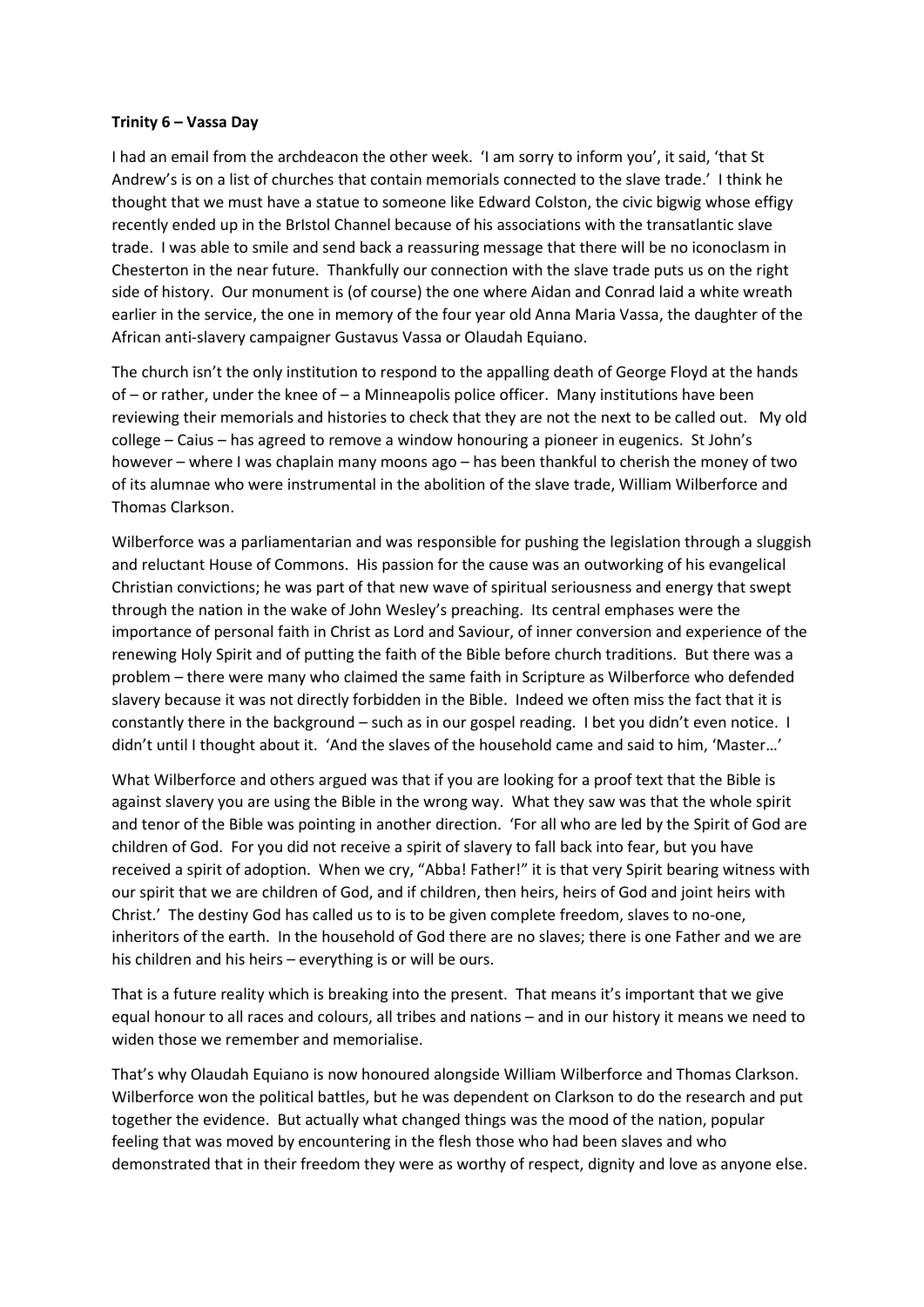**Trinity 6 – Vassa Day**

I had an email from the archdeacon the other week. 'I am sorry to inform you', it said, 'that St Andrew's is on a list of churches that contain memorials connected to the slave trade.' I think he thought that we must have a statue to someone like Edward Colston, the civic bigwig whose effigy recently ended up in the BrIstol Channel because of his associations with the transatlantic slave trade. I was able to smile and send back a reassuring message that there will be no iconoclasm in Chesterton in the near future. Thankfully our connection with the slave trade puts us on the right side of history. Our monument is (of course) the one where Aidan and Conrad laid a white wreath earlier in the service, the one in memory of the four year old Anna Maria Vassa, the daughter of the African anti-slavery campaigner Gustavus Vassa or Olaudah Equiano.

The church isn't the only institution to respond to the appalling death of George Floyd at the hands of – or rather, under the knee of – a Minneapolis police officer. Many institutions have been reviewing their memorials and histories to check that they are not the next to be called out. My old college – Caius – has agreed to remove a window honouring a pioneer in eugenics. St John's however – where I was chaplain many moons ago – has been thankful to cherish the money of two of its alumnae who were instrumental in the abolition of the slave trade, William Wilberforce and Thomas Clarkson.

Wilberforce was a parliamentarian and was responsible for pushing the legislation through a sluggish and reluctant House of Commons. His passion for the cause was an outworking of his evangelical Christian convictions; he was part of that new wave of spiritual seriousness and energy that swept through the nation in the wake of John Wesley's preaching. Its central emphases were the importance of personal faith in Christ as Lord and Saviour, of inner conversion and experience of the renewing Holy Spirit and of putting the faith of the Bible before church traditions. But there was a problem – there were many who claimed the same faith in Scripture as Wilberforce who defended slavery because it was not directly forbidden in the Bible. Indeed we often miss the fact that it is constantly there in the background – such as in our gospel reading. I bet you didn't even notice. I didn't until I thought about it. 'And the slaves of the household came and said to him, 'Master…'

What Wilberforce and others argued was that if you are looking for a proof text that the Bible is against slavery you are using the Bible in the wrong way. What they saw was that the whole spirit and tenor of the Bible was pointing in another direction. 'For all who are led by the Spirit of God are children of God. For you did not receive a spirit of slavery to fall back into fear, but you have received a spirit of adoption. When we cry, "Abba! Father!" it is that very Spirit bearing witness with our spirit that we are children of God, and if children, then heirs, heirs of God and joint heirs with Christ.' The destiny God has called us to is to be given complete freedom, slaves to no-one, inheritors of the earth. In the household of God there are no slaves; there is one Father and we are his children and his heirs – everything is or will be ours.

That is a future reality which is breaking into the present. That means it's important that we give equal honour to all races and colours, all tribes and nations – and in our history it means we need to widen those we remember and memorialise.

That's why Olaudah Equiano is now honoured alongside William Wilberforce and Thomas Clarkson. Wilberforce won the political battles, but he was dependent on Clarkson to do the research and put together the evidence. But actually what changed things was the mood of the nation, popular feeling that was moved by encountering in the flesh those who had been slaves and who demonstrated that in their freedom they were as worthy of respect, dignity and love as anyone else.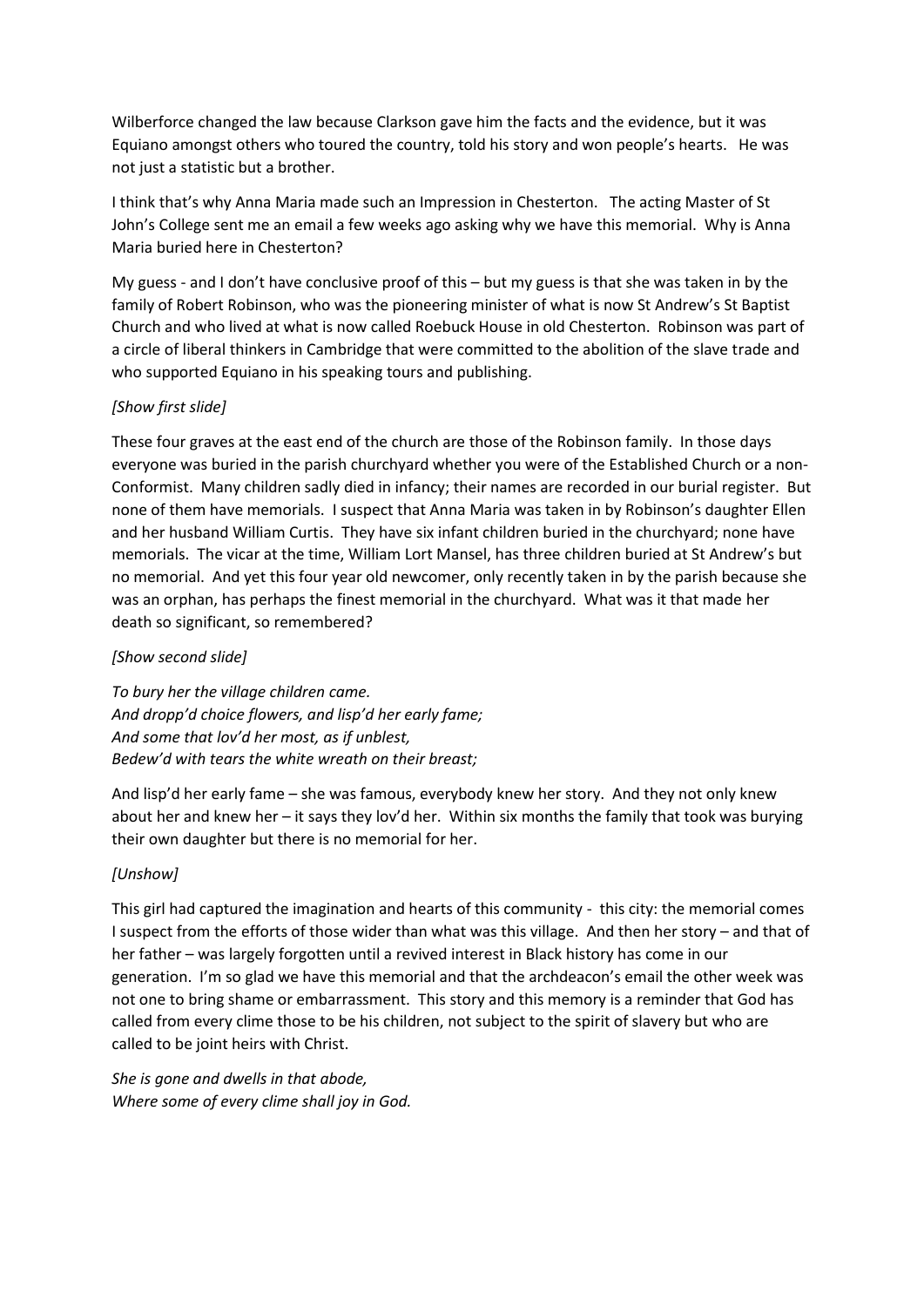Wilberforce changed the law because Clarkson gave him the facts and the evidence, but it was Equiano amongst others who toured the country, told his story and won people's hearts. He was not just a statistic but a brother.

I think that's why Anna Maria made such an Impression in Chesterton. The acting Master of St John's College sent me an email a few weeks ago asking why we have this memorial. Why is Anna Maria buried here in Chesterton?

My guess - and I don't have conclusive proof of this – but my guess is that she was taken in by the family of Robert Robinson, who was the pioneering minister of what is now St Andrew's St Baptist Church and who lived at what is now called Roebuck House in old Chesterton. Robinson was part of a circle of liberal thinkers in Cambridge that were committed to the abolition of the slave trade and who supported Equiano in his speaking tours and publishing.

*[Show first slide]*

These four graves at the east end of the church are those of the Robinson family. In those days everyone was buried in the parish churchyard whether you were of the Established Church or a non-Conformist. Many children sadly died in infancy; their names are recorded in our burial register. But none of them have memorials. I suspect that Anna Maria was taken in by Robinson's daughter Ellen and her husband William Curtis. They have six infant children buried in the churchyard; none have memorials. The vicar at the time, William Lort Mansel, has three children buried at St Andrew's but no memorial. And yet this four year old newcomer, only recently taken in by the parish because she was an orphan, has perhaps the finest memorial in the churchyard. What was it that made her death so significant, so remembered?

*[Show second slide]*

*To bury her the village children came.*
*And dropp'd choice flowers, and lisp'd her early fame;*
*And some that lov'd her most, as if unblest,*
*Bedew'd with tears the white wreath on their breast;*

And lisp'd her early fame – she was famous, everybody knew her story. And they not only knew about her and knew her – it says they lov'd her. Within six months the family that took was burying their own daughter but there is no memorial for her.

*[Unshow]*

This girl had captured the imagination and hearts of this community - this city: the memorial comes I suspect from the efforts of those wider than what was this village. And then her story – and that of her father – was largely forgotten until a revived interest in Black history has come in our generation. I'm so glad we have this memorial and that the archdeacon's email the other week was not one to bring shame or embarrassment. This story and this memory is a reminder that God has called from every clime those to be his children, not subject to the spirit of slavery but who are called to be joint heirs with Christ.

*She is gone and dwells in that abode,*
*Where some of every clime shall joy in God.*